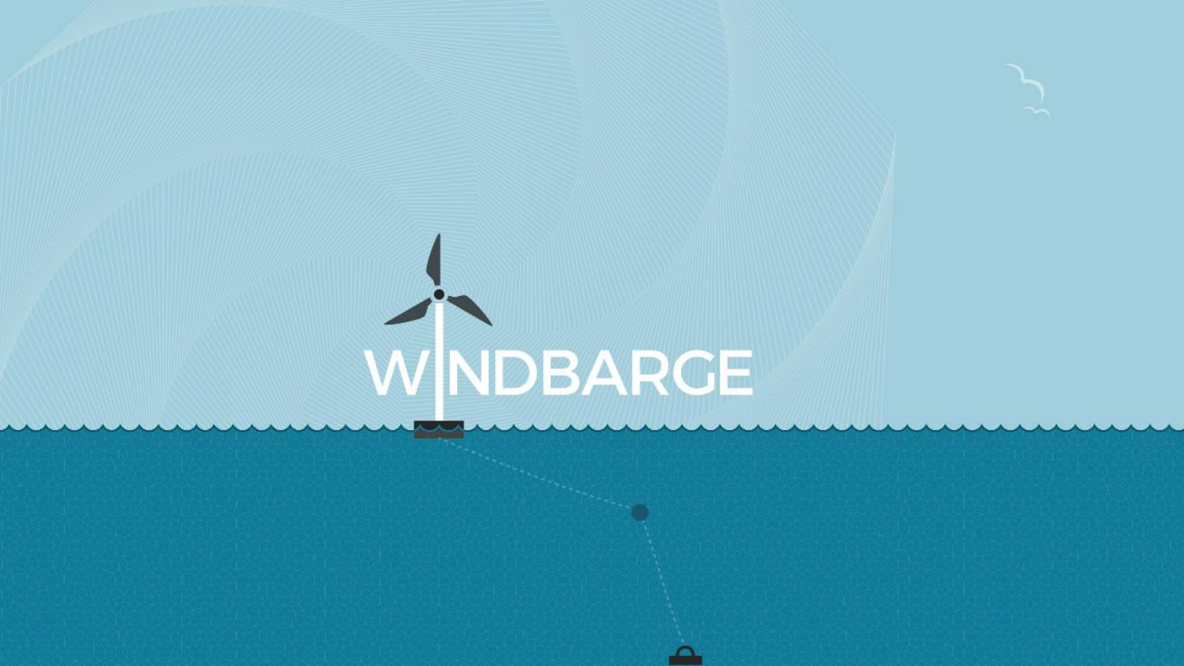# WINDBARGE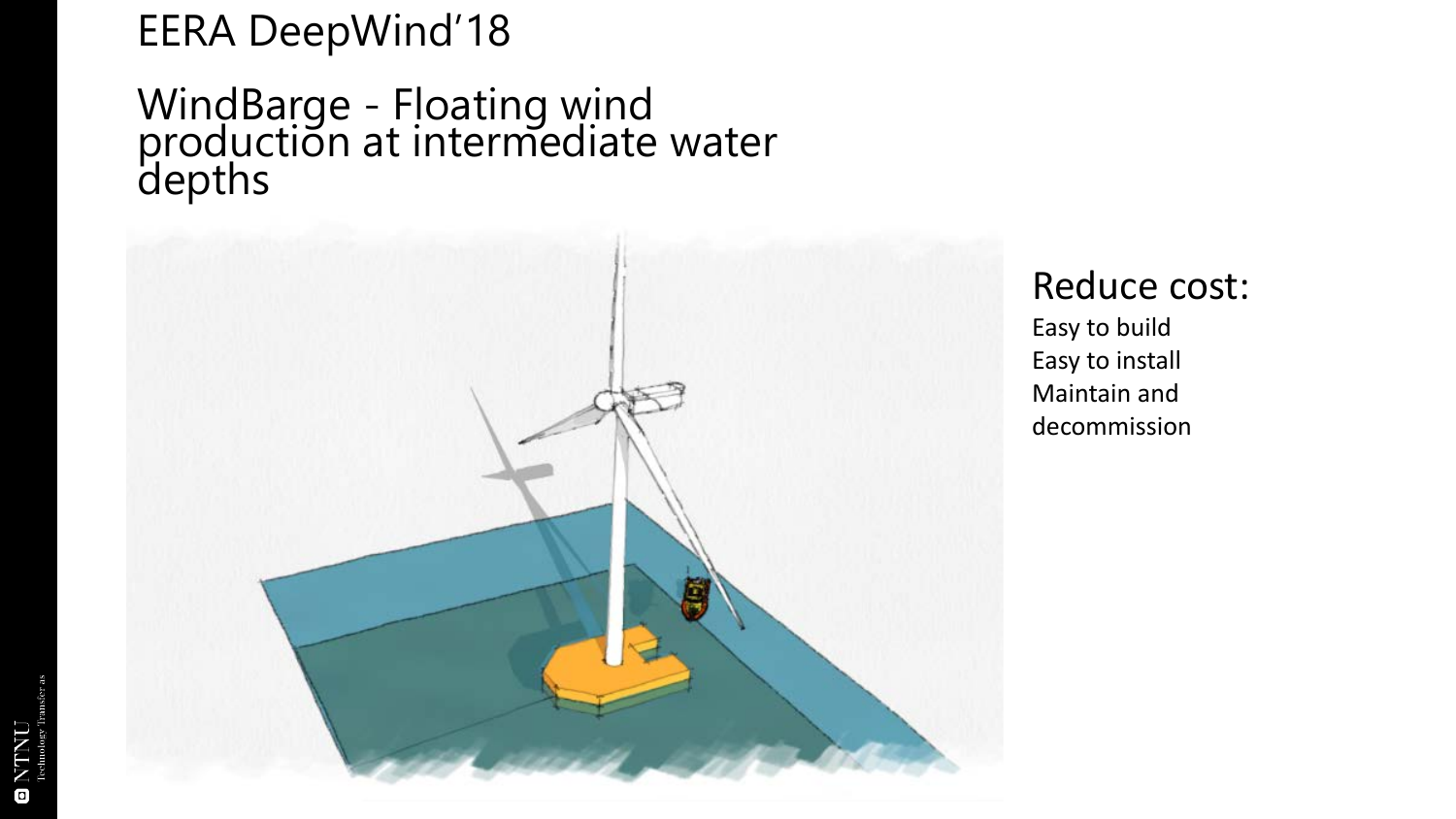# EERA DeepWind'18

## WindBarge - Floating wind production at intermediate water depths

### Reduce cost:

Easy to build
Easy to install
Maintain and decommission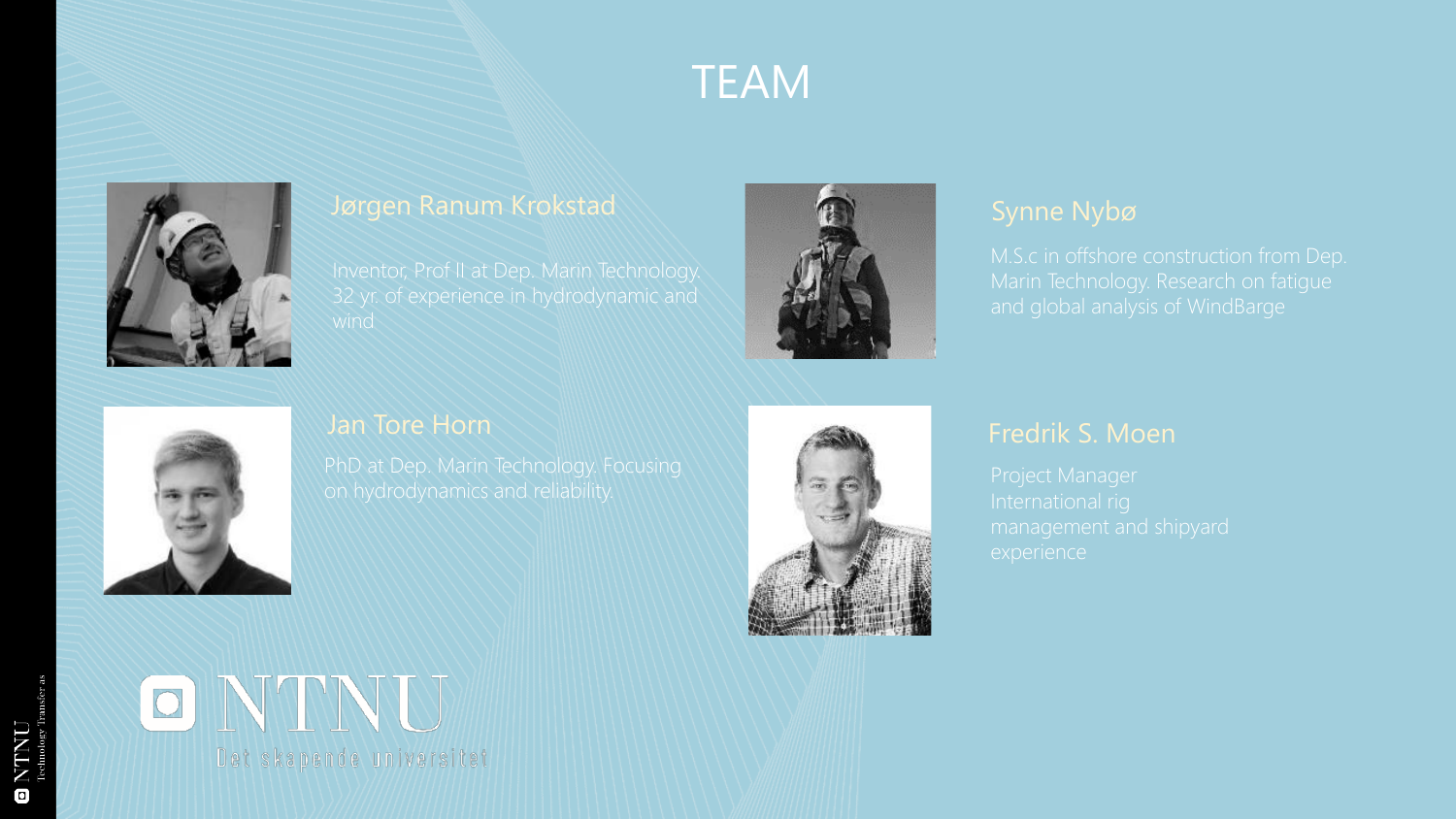# TEAM

## Jørgen Ranum Krokstad

Inventor, Prof II at Dep. Marin Technology. 32 yr. of experience in hydrodynamic and wind

## Synne Nybø

M.S.c in offshore construction from Dep. Marin Technology. Research on fatigue and global analysis of WindBarge

## Jan Tore Horn

PhD at Dep. Marin Technology. Focusing on hydrodynamics and reliability.

## Fredrik S. Moen

Project Manager
International rig management and shipyard experience

NTNU
Det skapende universitet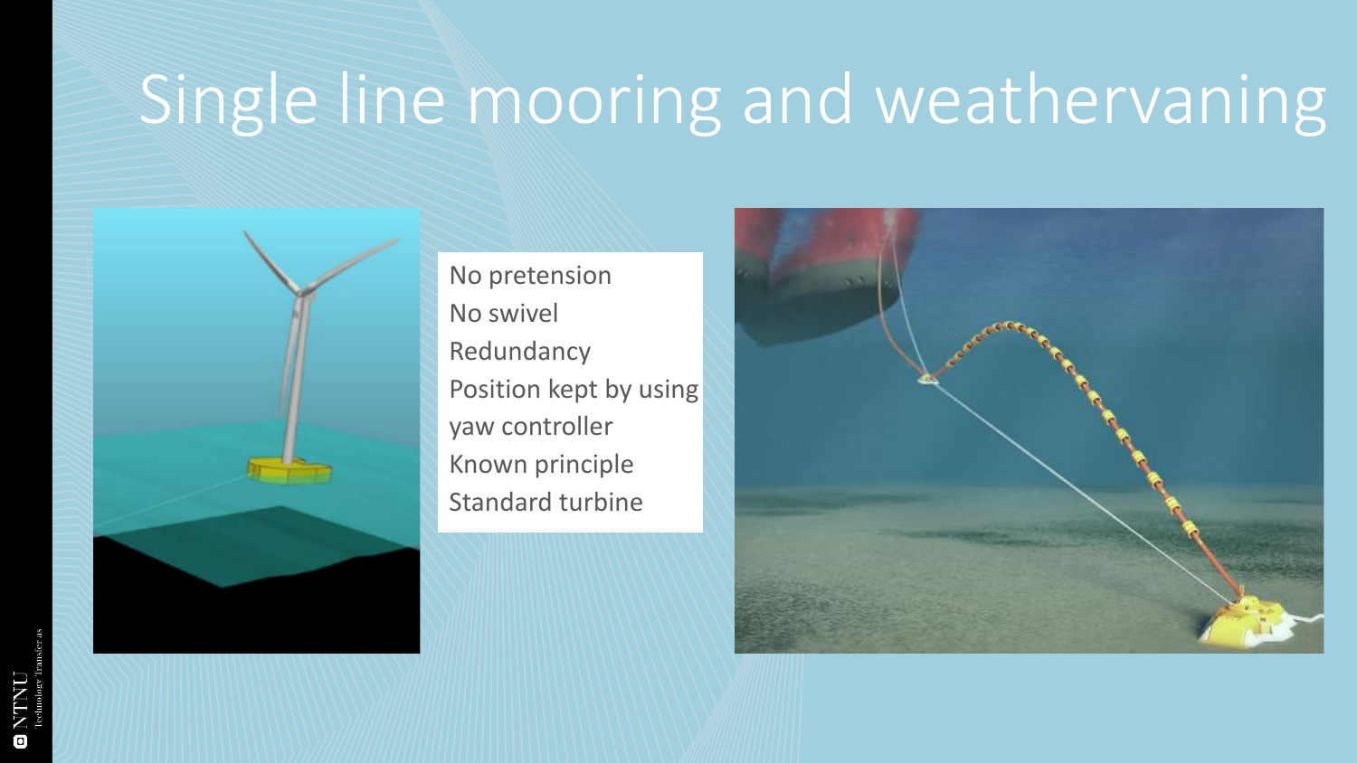# Single line mooring and weathervaning

No pretension
No swivel
Redundancy
Position kept by using yaw controller
Known principle
Standard turbine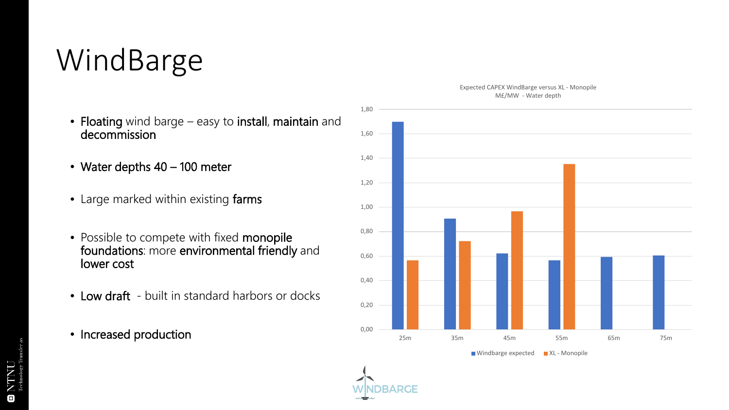# WindBarge

- **Floating** wind barge – easy to **install**, **maintain** and **decommission**
- **Water depths 40 – 100 meter**
- Large marked within existing **farms**
- Possible to compete with fixed **monopile foundations**: more **environmental friendly** and **lower cost**
- **Low draft** - built in standard harbors or docks
- **Increased production**

Expected CAPEX WindBarge versus XL - Monopile
M£/MW - Water depth

| Water depth | Windbarge expected | XL - Monopile |
|---|---|---|
| 25m | 1,70 | 0,57 |
| 35m | 0,91 | 0,72 |
| 45m | 0,62 | 0,97 |
| 55m | 0,57 | 1,35 |
| 65m | 0,59 | |
| 75m | 0,61 | |

WINDBARGE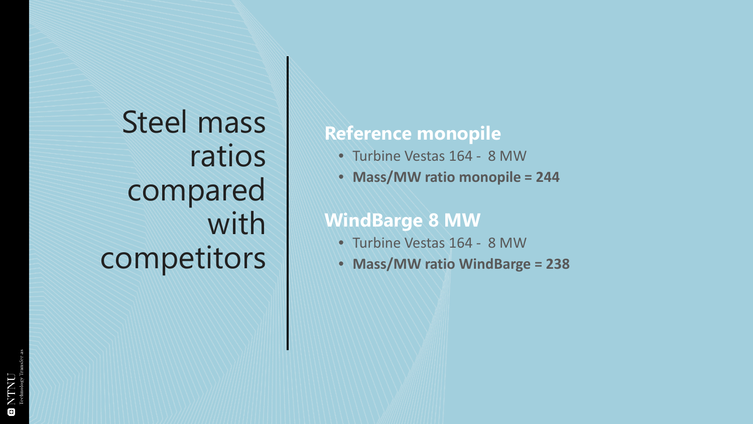# Steel mass ratios compared with competitors

## Reference monopile

- Turbine Vestas 164 - 8 MW
- **Mass/MW ratio monopile = 244**

## WindBarge 8 MW

- Turbine Vestas 164 - 8 MW
- **Mass/MW ratio WindBarge = 238**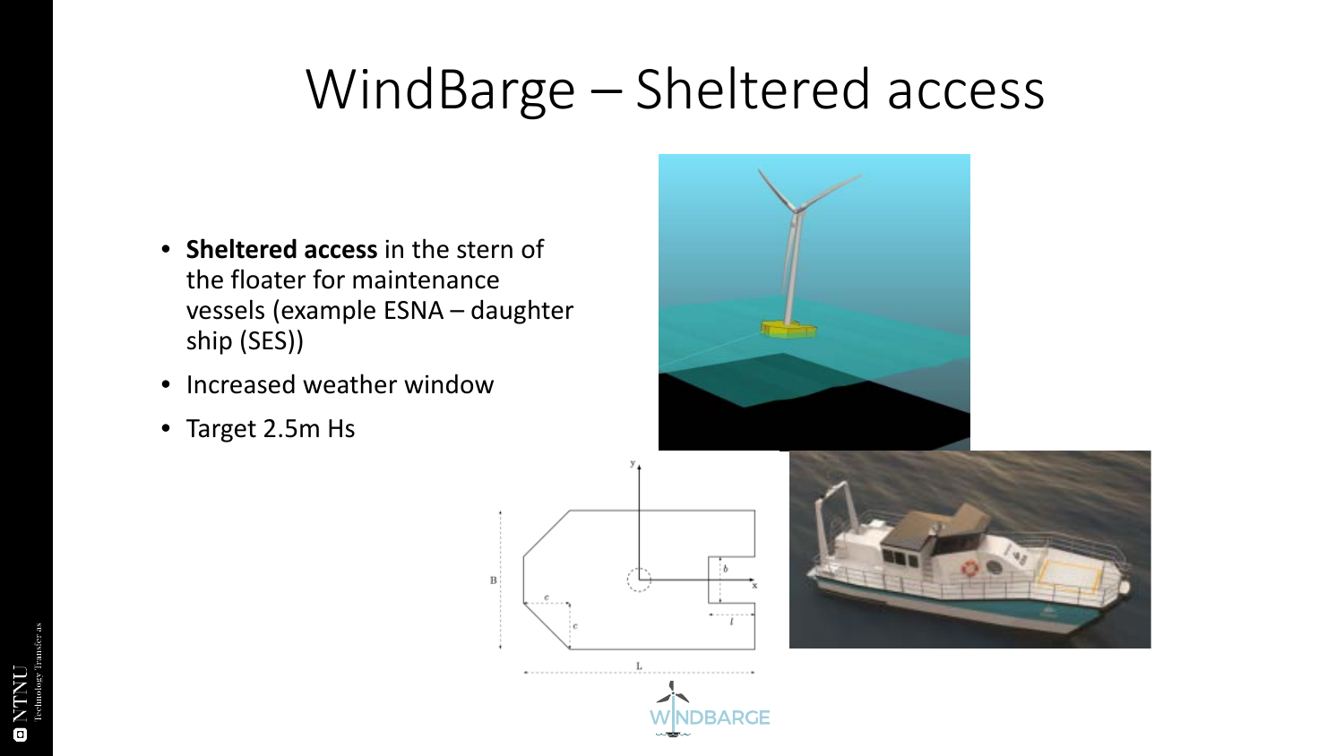# WindBarge – Sheltered access

- **Sheltered access** in the stern of the floater for maintenance vessels (example ESNA – daughter ship (SES))
- Increased weather window
- Target 2.5m Hs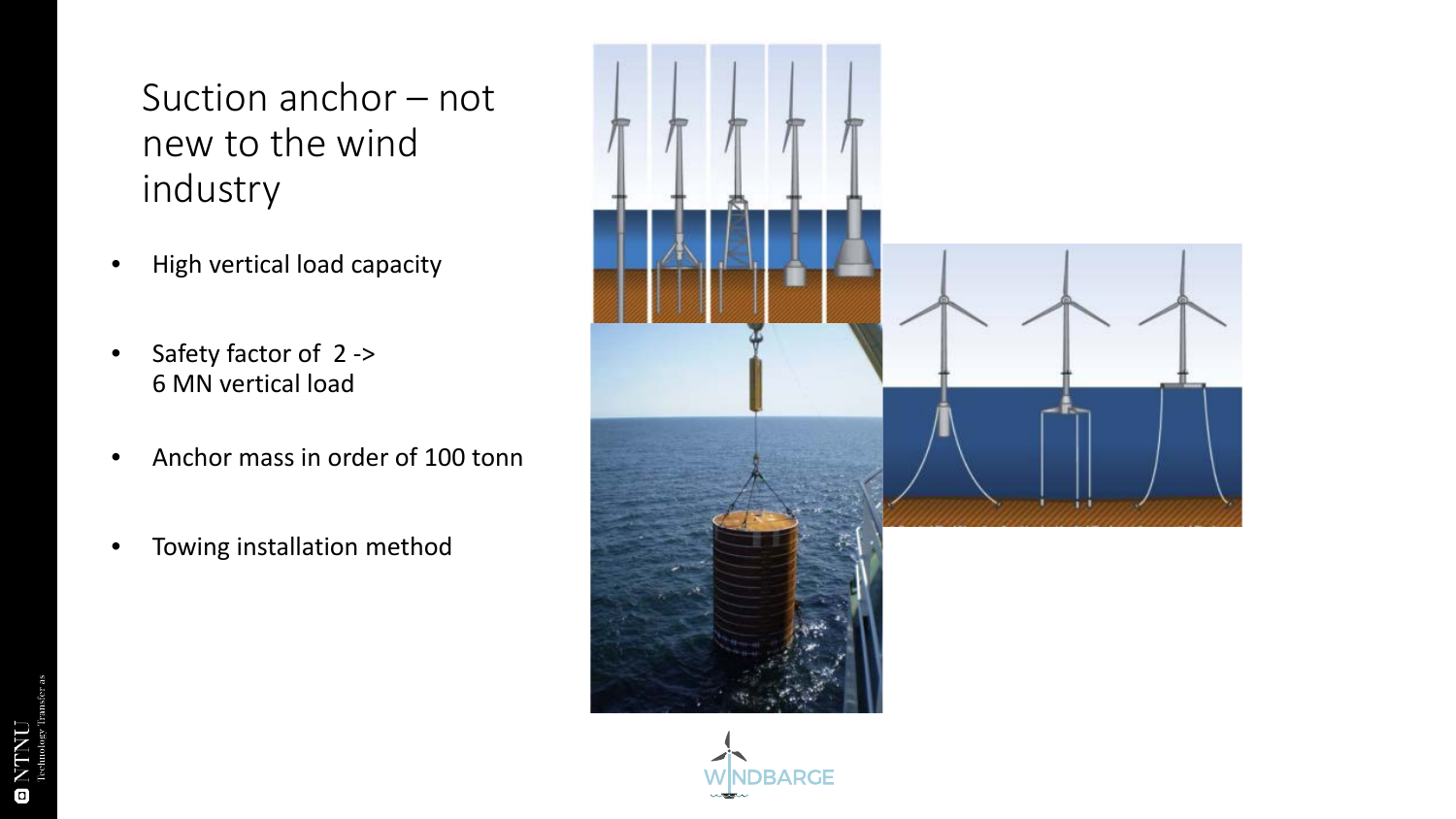# Suction anchor – not new to the wind industry

- High vertical load capacity
- Safety factor of 2 -> 6 MN vertical load
- Anchor mass in order of 100 tonn
- Towing installation method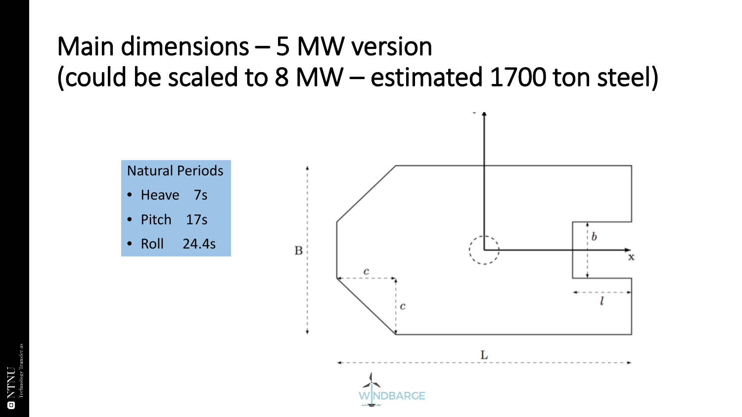# Main dimensions – 5 MW version (could be scaled to 8 MW – estimated 1700 ton steel)

**Natural Periods**

- Heave 7s
- Pitch 17s
- Roll 24.4s

B

$c$

$c$

$b$

$l$

x

L

WINDBARGE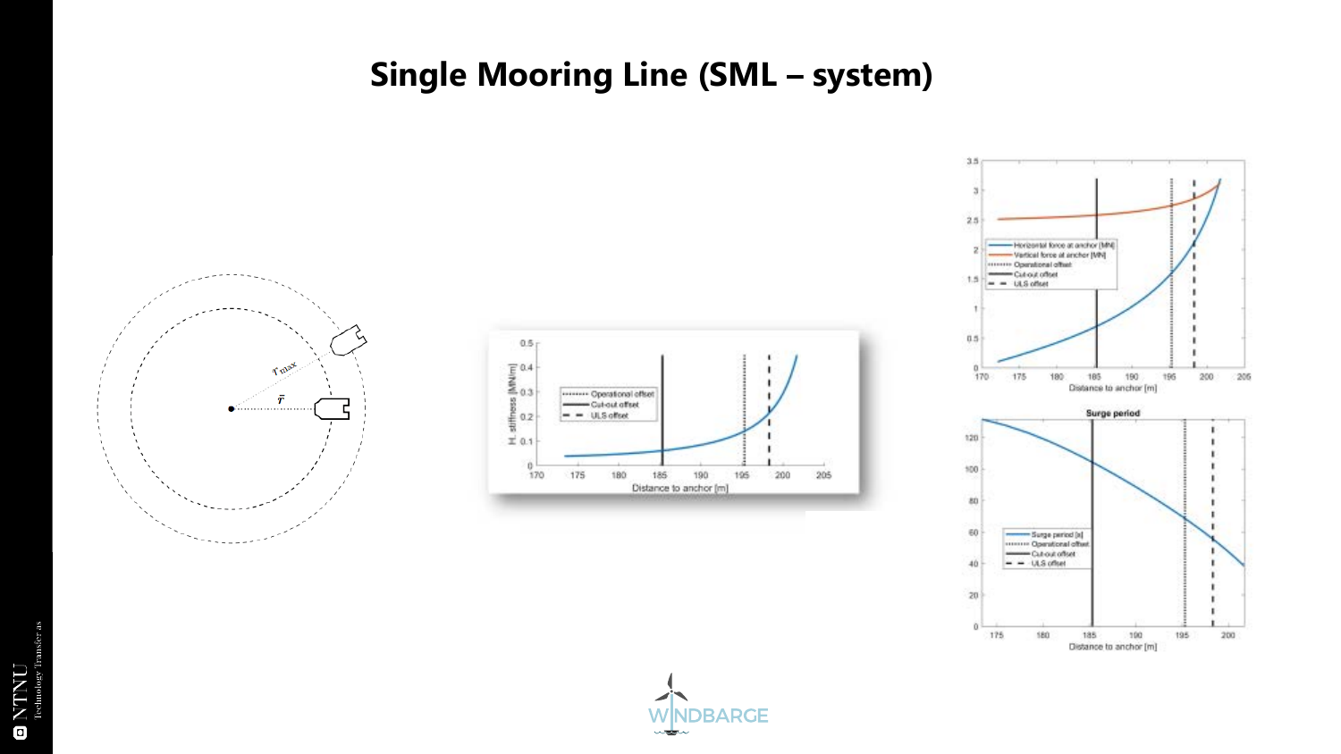# Single Mooring Line (SML – system)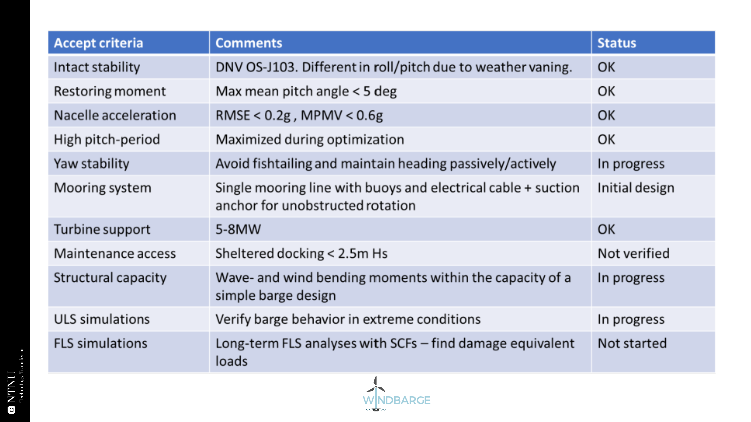| Accept criteria | Comments | Status |
|---|---|---|
| Intact stability | DNV OS-J103. Different in roll/pitch due to weather vaning. | OK |
| Restoring moment | Max mean pitch angle < 5 deg | OK |
| Nacelle acceleration | RMSE < 0.2g , MPMV < 0.6g | OK |
| High pitch-period | Maximized during optimization | OK |
| Yaw stability | Avoid fishtailing and maintain heading passively/actively | In progress |
| Mooring system | Single mooring line with buoys and electrical cable + suction anchor for unobstructed rotation | Initial design |
| Turbine support | 5-8MW | OK |
| Maintenance access | Sheltered docking < 2.5m Hs | Not verified |
| Structural capacity | Wave- and wind bending moments within the capacity of a simple barge design | In progress |
| ULS simulations | Verify barge behavior in extreme conditions | In progress |
| FLS simulations | Long-term FLS analyses with SCFs – find damage equivalent loads | Not started |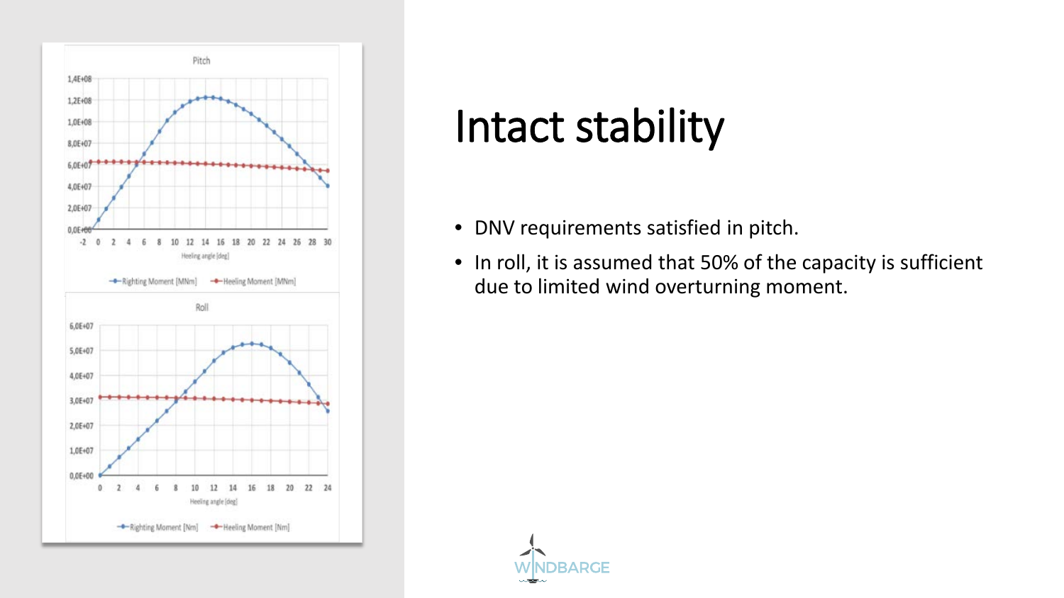# Intact stability

- DNV requirements satisfied in pitch.
- In roll, it is assumed that 50% of the capacity is sufficient due to limited wind overturning moment.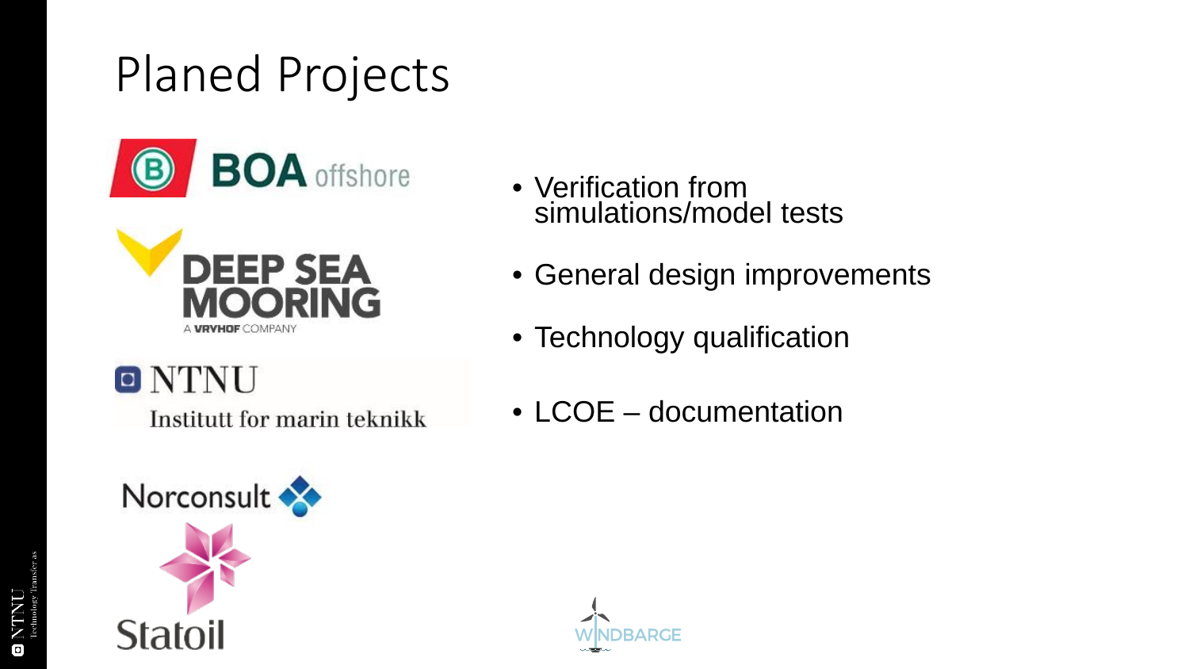# Planed Projects

BOA offshore

DEEP SEA MOORING
A VRYHOF COMPANY

NTNU
Institutt for marin teknikk

Norconsult

Statoil

- Verification from simulations/model tests
- General design improvements
- Technology qualification
- LCOE – documentation

WINDBARGE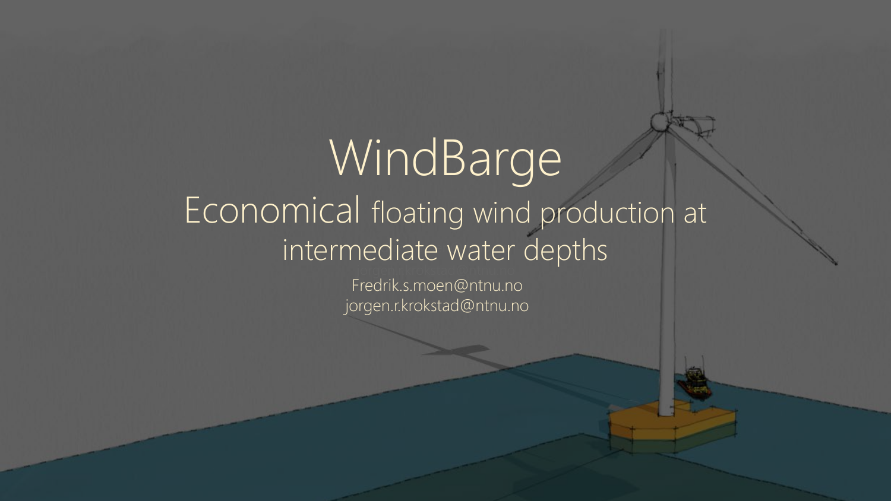# WindBarge

## Economical floating wind production at intermediate water depths

Fredrik.s.moen@ntnu.no
jorgen.r.krokstad@ntnu.no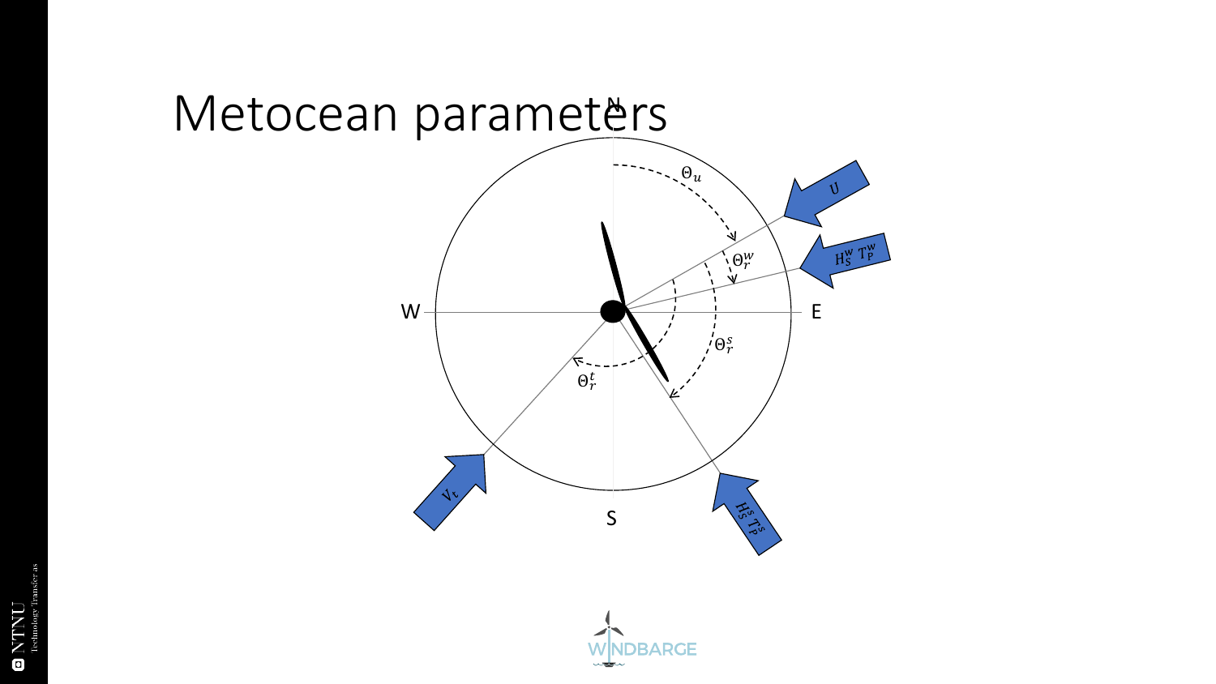# Metocean parameters

N

W

E

S

$\Theta_u$

$\Theta_r^w$

$\Theta_r^s$

$\Theta_r^t$

U

$H_S^w \; T_P^w$

$H_S^s \; T_P^s$

$V_t$